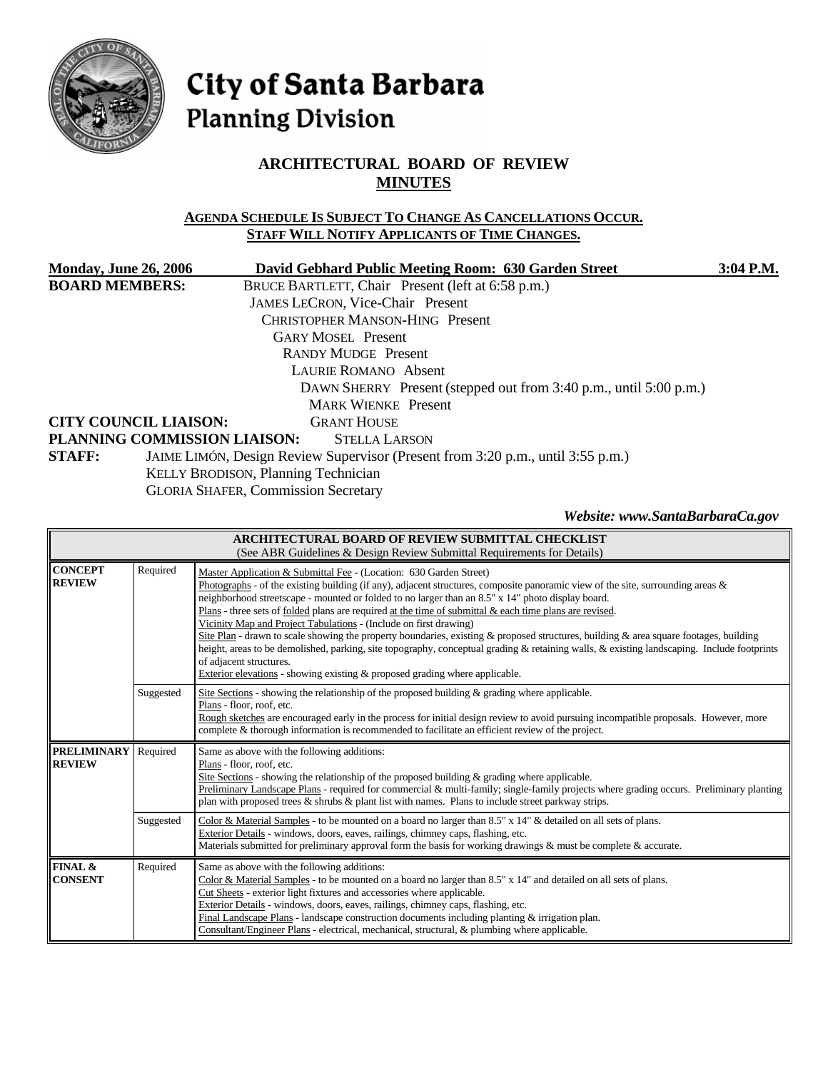# City of Santa Barbara
## Planning Division

## ARCHITECTURAL BOARD OF REVIEW
## MINUTES

**AGENDA SCHEDULE IS SUBJECT TO CHANGE AS CANCELLATIONS OCCUR.**
**STAFF WILL NOTIFY APPLICANTS OF TIME CHANGES.**

**Monday, June 26, 2006** | **David Gebhard Public Meeting Room: 630 Garden Street** | **3:04 P.M.**

**BOARD MEMBERS:**
BRUCE BARTLETT, Chair Present (left at 6:58 p.m.)
JAMES LECRON, Vice-Chair Present
CHRISTOPHER MANSON-HING Present
GARY MOSEL Present
RANDY MUDGE Present
LAURIE ROMANO Absent
DAWN SHERRY Present (stepped out from 3:40 p.m., until 5:00 p.m.)
MARK WIENKE Present

**CITY COUNCIL LIAISON:** GRANT HOUSE

**PLANNING COMMISSION LIAISON:** STELLA LARSON

**STAFF:**
JAIME LIMÓN, Design Review Supervisor (Present from 3:20 p.m., until 3:55 p.m.)
KELLY BRODISON, Planning Technician
GLORIA SHAFER, Commission Secretary

*Website: www.SantaBarbaraCa.gov*

| **ARCHITECTURAL BOARD OF REVIEW SUBMITTAL CHECKLIST** (See ABR Guidelines & Design Review Submittal Requirements for Details) | | |
|---|---|---|
| **CONCEPT REVIEW** | Required | Master Application & Submittal Fee - (Location: 630 Garden Street)<br>Photographs - of the existing building (if any), adjacent structures, composite panoramic view of the site, surrounding areas & neighborhood streetscape - mounted or folded to no larger than an 8.5" x 14" photo display board.<br>Plans - three sets of folded plans are required at the time of submittal & each time plans are revised.<br>Vicinity Map and Project Tabulations - (Include on first drawing)<br>Site Plan - drawn to scale showing the property boundaries, existing & proposed structures, building & area square footages, building height, areas to be demolished, parking, site topography, conceptual grading & retaining walls, & existing landscaping. Include footprints of adjacent structures.<br>Exterior elevations - showing existing & proposed grading where applicable. |
| | Suggested | Site Sections - showing the relationship of the proposed building & grading where applicable.<br>Plans - floor, roof, etc.<br>Rough sketches are encouraged early in the process for initial design review to avoid pursuing incompatible proposals. However, more complete & thorough information is recommended to facilitate an efficient review of the project. |
| **PRELIMINARY REVIEW** | Required | Same as above with the following additions:<br>Plans - floor, roof, etc.<br>Site Sections - showing the relationship of the proposed building & grading where applicable.<br>Preliminary Landscape Plans - required for commercial & multi-family; single-family projects where grading occurs. Preliminary planting plan with proposed trees & shrubs & plant list with names. Plans to include street parkway strips. |
| | Suggested | Color & Material Samples - to be mounted on a board no larger than 8.5" x 14" & detailed on all sets of plans.<br>Exterior Details - windows, doors, eaves, railings, chimney caps, flashing, etc.<br>Materials submitted for preliminary approval form the basis for working drawings & must be complete & accurate. |
| **FINAL & CONSENT** | Required | Same as above with the following additions:<br>Color & Material Samples - to be mounted on a board no larger than 8.5" x 14" and detailed on all sets of plans.<br>Cut Sheets - exterior light fixtures and accessories where applicable.<br>Exterior Details - windows, doors, eaves, railings, chimney caps, flashing, etc.<br>Final Landscape Plans - landscape construction documents including planting & irrigation plan.<br>Consultant/Engineer Plans - electrical, mechanical, structural, & plumbing where applicable. |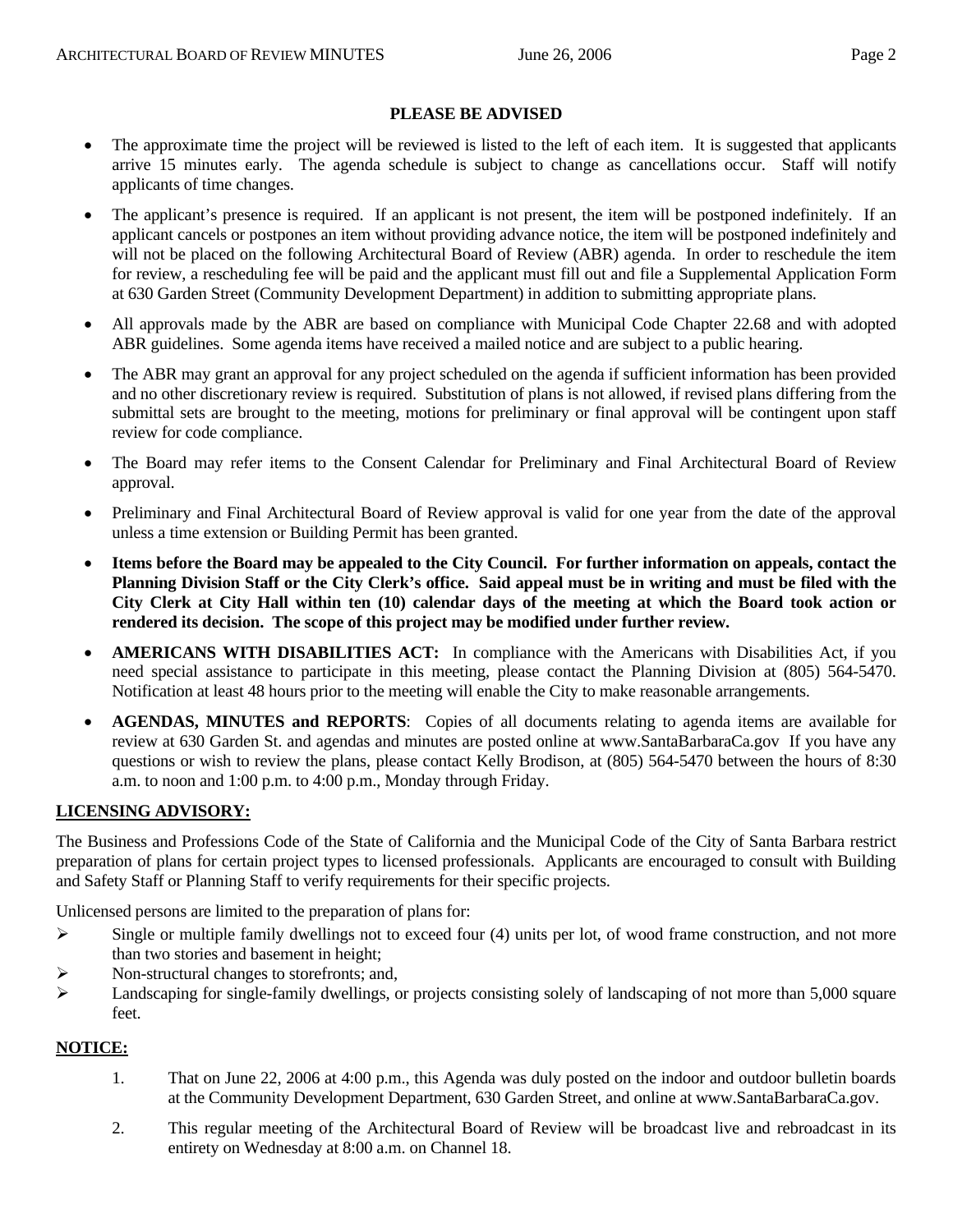**PLEASE BE ADVISED**

- The approximate time the project will be reviewed is listed to the left of each item. It is suggested that applicants arrive 15 minutes early. The agenda schedule is subject to change as cancellations occur. Staff will notify applicants of time changes.
- The applicant's presence is required. If an applicant is not present, the item will be postponed indefinitely. If an applicant cancels or postpones an item without providing advance notice, the item will be postponed indefinitely and will not be placed on the following Architectural Board of Review (ABR) agenda. In order to reschedule the item for review, a rescheduling fee will be paid and the applicant must fill out and file a Supplemental Application Form at 630 Garden Street (Community Development Department) in addition to submitting appropriate plans.
- All approvals made by the ABR are based on compliance with Municipal Code Chapter 22.68 and with adopted ABR guidelines. Some agenda items have received a mailed notice and are subject to a public hearing.
- The ABR may grant an approval for any project scheduled on the agenda if sufficient information has been provided and no other discretionary review is required. Substitution of plans is not allowed, if revised plans differing from the submittal sets are brought to the meeting, motions for preliminary or final approval will be contingent upon staff review for code compliance.
- The Board may refer items to the Consent Calendar for Preliminary and Final Architectural Board of Review approval.
- Preliminary and Final Architectural Board of Review approval is valid for one year from the date of the approval unless a time extension or Building Permit has been granted.
- **Items before the Board may be appealed to the City Council. For further information on appeals, contact the Planning Division Staff or the City Clerk's office. Said appeal must be in writing and must be filed with the City Clerk at City Hall within ten (10) calendar days of the meeting at which the Board took action or rendered its decision. The scope of this project may be modified under further review.**
- **AMERICANS WITH DISABILITIES ACT:** In compliance with the Americans with Disabilities Act, if you need special assistance to participate in this meeting, please contact the Planning Division at (805) 564-5470. Notification at least 48 hours prior to the meeting will enable the City to make reasonable arrangements.
- **AGENDAS, MINUTES and REPORTS**: Copies of all documents relating to agenda items are available for review at 630 Garden St. and agendas and minutes are posted online at www.SantaBarbaraCa.gov If you have any questions or wish to review the plans, please contact Kelly Brodison, at (805) 564-5470 between the hours of 8:30 a.m. to noon and 1:00 p.m. to 4:00 p.m., Monday through Friday.

**LICENSING ADVISORY:**

The Business and Professions Code of the State of California and the Municipal Code of the City of Santa Barbara restrict preparation of plans for certain project types to licensed professionals. Applicants are encouraged to consult with Building and Safety Staff or Planning Staff to verify requirements for their specific projects.

Unlicensed persons are limited to the preparation of plans for:

- Single or multiple family dwellings not to exceed four (4) units per lot, of wood frame construction, and not more than two stories and basement in height;
- Non-structural changes to storefronts; and,
- Landscaping for single-family dwellings, or projects consisting solely of landscaping of not more than 5,000 square feet.

**NOTICE:**

1. That on June 22, 2006 at 4:00 p.m., this Agenda was duly posted on the indoor and outdoor bulletin boards at the Community Development Department, 630 Garden Street, and online at www.SantaBarbaraCa.gov.
2. This regular meeting of the Architectural Board of Review will be broadcast live and rebroadcast in its entirety on Wednesday at 8:00 a.m. on Channel 18.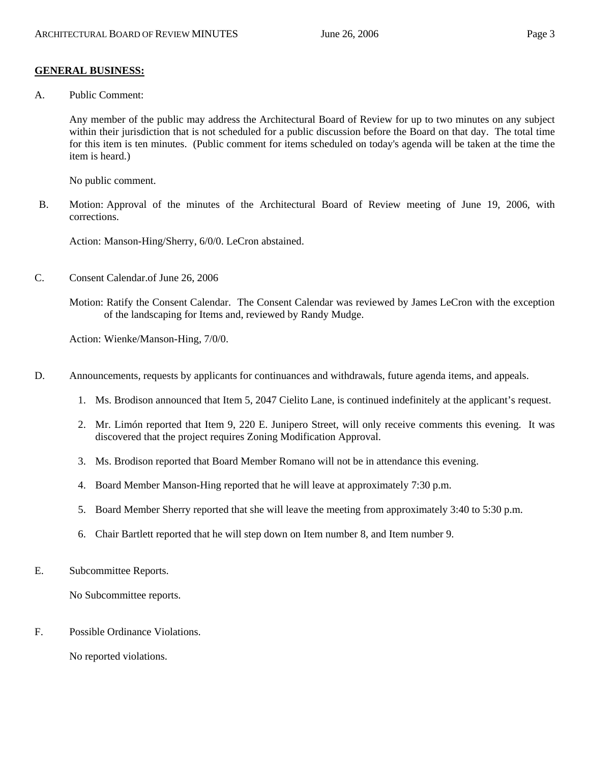## GENERAL BUSINESS:

A. Public Comment:

Any member of the public may address the Architectural Board of Review for up to two minutes on any subject within their jurisdiction that is not scheduled for a public discussion before the Board on that day. The total time for this item is ten minutes. (Public comment for items scheduled on today's agenda will be taken at the time the item is heard.)

No public comment.

B. Motion: Approval of the minutes of the Architectural Board of Review meeting of June 19, 2006, with corrections.

Action: Manson-Hing/Sherry, 6/0/0. LeCron abstained.

C. Consent Calendar.of June 26, 2006

Motion: Ratify the Consent Calendar. The Consent Calendar was reviewed by James LeCron with the exception of the landscaping for Items and, reviewed by Randy Mudge.

Action: Wienke/Manson-Hing, 7/0/0.

D. Announcements, requests by applicants for continuances and withdrawals, future agenda items, and appeals.

1. Ms. Brodison announced that Item 5, 2047 Cielito Lane, is continued indefinitely at the applicant's request.
2. Mr. Limón reported that Item 9, 220 E. Junipero Street, will only receive comments this evening. It was discovered that the project requires Zoning Modification Approval.
3. Ms. Brodison reported that Board Member Romano will not be in attendance this evening.
4. Board Member Manson-Hing reported that he will leave at approximately 7:30 p.m.
5. Board Member Sherry reported that she will leave the meeting from approximately 3:40 to 5:30 p.m.
6. Chair Bartlett reported that he will step down on Item number 8, and Item number 9.

E. Subcommittee Reports.

No Subcommittee reports.

F. Possible Ordinance Violations.

No reported violations.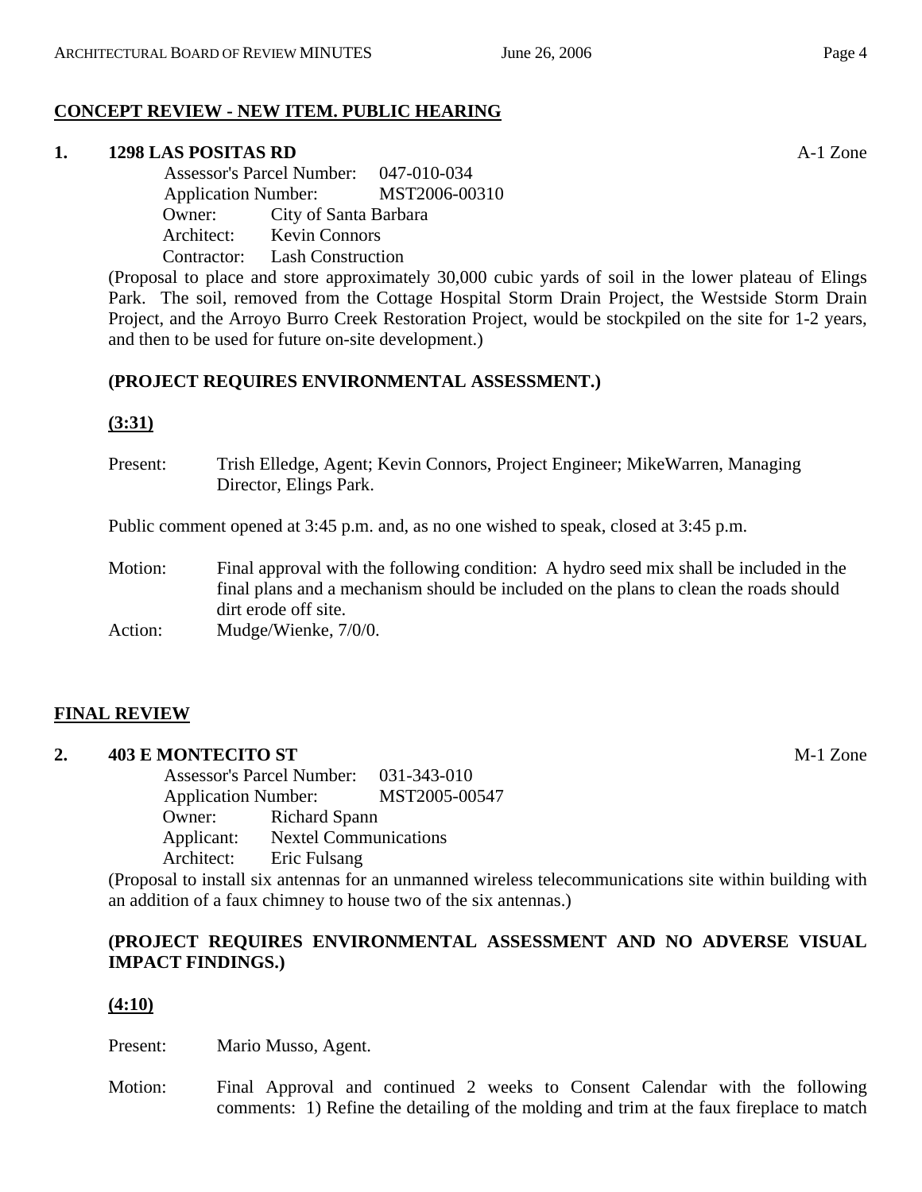**CONCEPT REVIEW - NEW ITEM. PUBLIC HEARING**

**1. 1298 LAS POSITAS RD** A-1 Zone

Assessor's Parcel Number: 047-010-034
Application Number: MST2006-00310
Owner: City of Santa Barbara
Architect: Kevin Connors
Contractor: Lash Construction

(Proposal to place and store approximately 30,000 cubic yards of soil in the lower plateau of Elings Park. The soil, removed from the Cottage Hospital Storm Drain Project, the Westside Storm Drain Project, and the Arroyo Burro Creek Restoration Project, would be stockpiled on the site for 1-2 years, and then to be used for future on-site development.)

**(PROJECT REQUIRES ENVIRONMENTAL ASSESSMENT.)**

**(3:31)**

Present: Trish Elledge, Agent; Kevin Connors, Project Engineer; MikeWarren, Managing Director, Elings Park.

Public comment opened at 3:45 p.m. and, as no one wished to speak, closed at 3:45 p.m.

Motion: Final approval with the following condition: A hydro seed mix shall be included in the final plans and a mechanism should be included on the plans to clean the roads should dirt erode off site.

Action: Mudge/Wienke, 7/0/0.

**FINAL REVIEW**

**2. 403 E MONTECITO ST** M-1 Zone

Assessor's Parcel Number: 031-343-010
Application Number: MST2005-00547
Owner: Richard Spann
Applicant: Nextel Communications
Architect: Eric Fulsang

(Proposal to install six antennas for an unmanned wireless telecommunications site within building with an addition of a faux chimney to house two of the six antennas.)

**(PROJECT REQUIRES ENVIRONMENTAL ASSESSMENT AND NO ADVERSE VISUAL IMPACT FINDINGS.)**

**(4:10)**

Present: Mario Musso, Agent.

Motion: Final Approval and continued 2 weeks to Consent Calendar with the following comments: 1) Refine the detailing of the molding and trim at the faux fireplace to match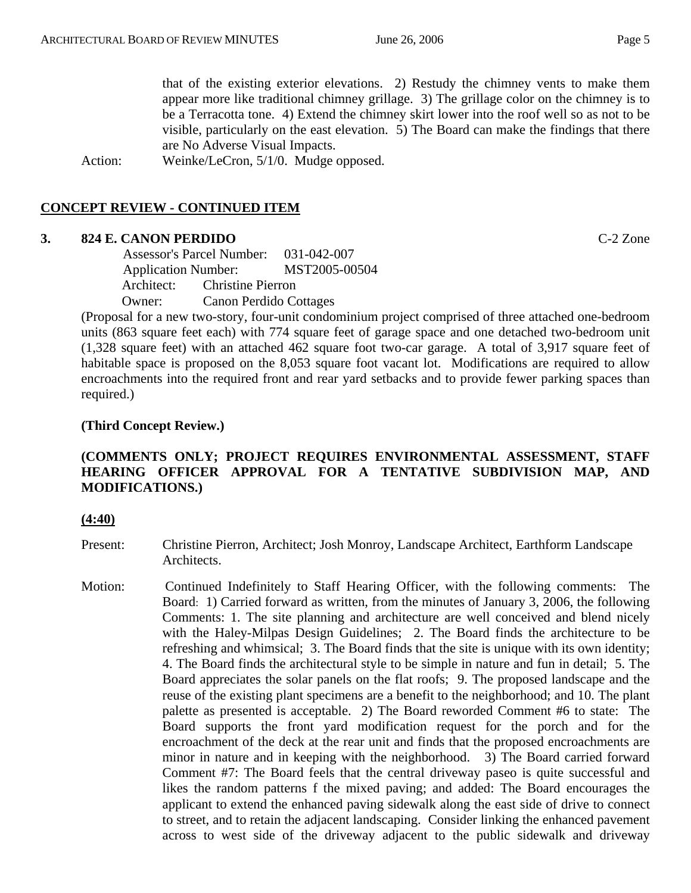that of the existing exterior elevations. 2) Restudy the chimney vents to make them appear more like traditional chimney grillage. 3) The grillage color on the chimney is to be a Terracotta tone. 4) Extend the chimney skirt lower into the roof well so as not to be visible, particularly on the east elevation. 5) The Board can make the findings that there are No Adverse Visual Impacts.

Action: Weinke/LeCron, 5/1/0. Mudge opposed.

## CONCEPT REVIEW - CONTINUED ITEM

**3. 824 E. CANON PERDIDO** C-2 Zone

Assessor's Parcel Number: 031-042-007
Application Number: MST2005-00504
Architect: Christine Pierron
Owner: Canon Perdido Cottages

(Proposal for a new two-story, four-unit condominium project comprised of three attached one-bedroom units (863 square feet each) with 774 square feet of garage space and one detached two-bedroom unit (1,328 square feet) with an attached 462 square foot two-car garage. A total of 3,917 square feet of habitable space is proposed on the 8,053 square foot vacant lot. Modifications are required to allow encroachments into the required front and rear yard setbacks and to provide fewer parking spaces than required.)

**(Third Concept Review.)**

**(COMMENTS ONLY; PROJECT REQUIRES ENVIRONMENTAL ASSESSMENT, STAFF HEARING OFFICER APPROVAL FOR A TENTATIVE SUBDIVISION MAP, AND MODIFICATIONS.)**

**(4:40)**

Present: Christine Pierron, Architect; Josh Monroy, Landscape Architect, Earthform Landscape Architects.

Motion: Continued Indefinitely to Staff Hearing Officer, with the following comments: The Board: 1) Carried forward as written, from the minutes of January 3, 2006, the following Comments: 1. The site planning and architecture are well conceived and blend nicely with the Haley-Milpas Design Guidelines; 2. The Board finds the architecture to be refreshing and whimsical; 3. The Board finds that the site is unique with its own identity; 4. The Board finds the architectural style to be simple in nature and fun in detail; 5. The Board appreciates the solar panels on the flat roofs; 9. The proposed landscape and the reuse of the existing plant specimens are a benefit to the neighborhood; and 10. The plant palette as presented is acceptable. 2) The Board reworded Comment #6 to state: The Board supports the front yard modification request for the porch and for the encroachment of the deck at the rear unit and finds that the proposed encroachments are minor in nature and in keeping with the neighborhood. 3) The Board carried forward Comment #7: The Board feels that the central driveway paseo is quite successful and likes the random patterns f the mixed paving; and added: The Board encourages the applicant to extend the enhanced paving sidewalk along the east side of drive to connect to street, and to retain the adjacent landscaping. Consider linking the enhanced pavement across to west side of the driveway adjacent to the public sidewalk and driveway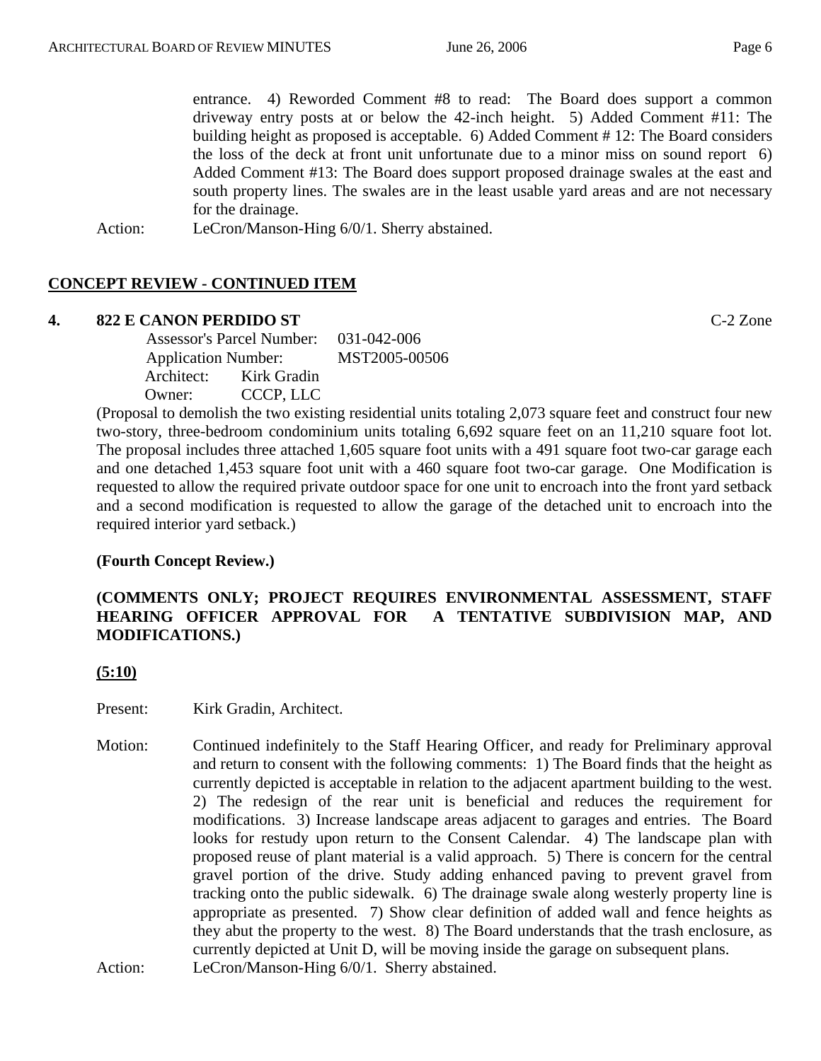entrance. 4) Reworded Comment #8 to read: The Board does support a common driveway entry posts at or below the 42-inch height. 5) Added Comment #11: The building height as proposed is acceptable. 6) Added Comment # 12: The Board considers the loss of the deck at front unit unfortunate due to a minor miss on sound report 6) Added Comment #13: The Board does support proposed drainage swales at the east and south property lines. The swales are in the least usable yard areas and are not necessary for the drainage.

Action: LeCron/Manson-Hing 6/0/1. Sherry abstained.

## **CONCEPT REVIEW - CONTINUED ITEM**

**4. 822 E CANON PERDIDO ST** C-2 Zone

Assessor's Parcel Number: 031-042-006
Application Number: MST2005-00506
Architect: Kirk Gradin
Owner: CCCP, LLC

(Proposal to demolish the two existing residential units totaling 2,073 square feet and construct four new two-story, three-bedroom condominium units totaling 6,692 square feet on an 11,210 square foot lot. The proposal includes three attached 1,605 square foot units with a 491 square foot two-car garage each and one detached 1,453 square foot unit with a 460 square foot two-car garage. One Modification is requested to allow the required private outdoor space for one unit to encroach into the front yard setback and a second modification is requested to allow the garage of the detached unit to encroach into the required interior yard setback.)

**(Fourth Concept Review.)**

**(COMMENTS ONLY; PROJECT REQUIRES ENVIRONMENTAL ASSESSMENT, STAFF HEARING OFFICER APPROVAL FOR A TENTATIVE SUBDIVISION MAP, AND MODIFICATIONS.)**

**(5:10)**

Present: Kirk Gradin, Architect.

Motion: Continued indefinitely to the Staff Hearing Officer, and ready for Preliminary approval and return to consent with the following comments: 1) The Board finds that the height as currently depicted is acceptable in relation to the adjacent apartment building to the west. 2) The redesign of the rear unit is beneficial and reduces the requirement for modifications. 3) Increase landscape areas adjacent to garages and entries. The Board looks for restudy upon return to the Consent Calendar. 4) The landscape plan with proposed reuse of plant material is a valid approach. 5) There is concern for the central gravel portion of the drive. Study adding enhanced paving to prevent gravel from tracking onto the public sidewalk. 6) The drainage swale along westerly property line is appropriate as presented. 7) Show clear definition of added wall and fence heights as they abut the property to the west. 8) The Board understands that the trash enclosure, as currently depicted at Unit D, will be moving inside the garage on subsequent plans.

Action: LeCron/Manson-Hing 6/0/1. Sherry abstained.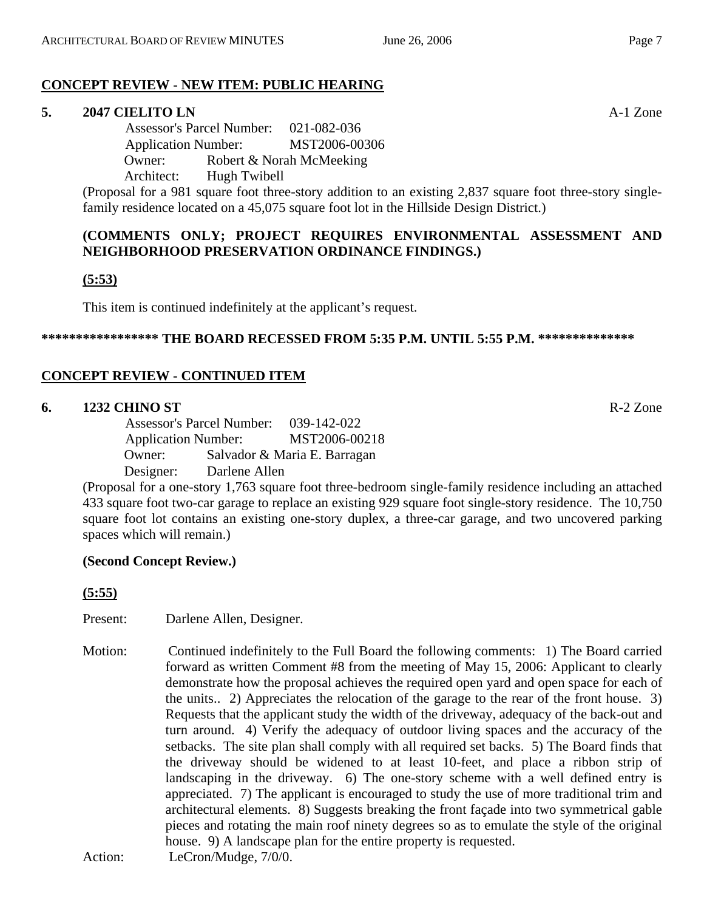## CONCEPT REVIEW - NEW ITEM: PUBLIC HEARING

**5. 2047 CIELITO LN** A-1 Zone

Assessor's Parcel Number: 021-082-036
Application Number: MST2006-00306
Owner: Robert & Norah McMeeking
Architect: Hugh Twibell

(Proposal for a 981 square foot three-story addition to an existing 2,837 square foot three-story single-family residence located on a 45,075 square foot lot in the Hillside Design District.)

**(COMMENTS ONLY; PROJECT REQUIRES ENVIRONMENTAL ASSESSMENT AND NEIGHBORHOOD PRESERVATION ORDINANCE FINDINGS.)**

**(5:53)**

This item is continued indefinitely at the applicant's request.

**\*\*\*\*\*\*\*\*\*\*\*\*\*\*\*\*\* THE BOARD RECESSED FROM 5:35 P.M. UNTIL 5:55 P.M. \*\*\*\*\*\*\*\*\*\*\*\*\*\***

## CONCEPT REVIEW - CONTINUED ITEM

**6. 1232 CHINO ST** R-2 Zone

Assessor's Parcel Number: 039-142-022
Application Number: MST2006-00218
Owner: Salvador & Maria E. Barragan
Designer: Darlene Allen

(Proposal for a one-story 1,763 square foot three-bedroom single-family residence including an attached 433 square foot two-car garage to replace an existing 929 square foot single-story residence. The 10,750 square foot lot contains an existing one-story duplex, a three-car garage, and two uncovered parking spaces which will remain.)

**(Second Concept Review.)**

**(5:55)**

Present: Darlene Allen, Designer.

Motion: Continued indefinitely to the Full Board the following comments: 1) The Board carried forward as written Comment #8 from the meeting of May 15, 2006: Applicant to clearly demonstrate how the proposal achieves the required open yard and open space for each of the units.. 2) Appreciates the relocation of the garage to the rear of the front house. 3) Requests that the applicant study the width of the driveway, adequacy of the back-out and turn around. 4) Verify the adequacy of outdoor living spaces and the accuracy of the setbacks. The site plan shall comply with all required set backs. 5) The Board finds that the driveway should be widened to at least 10-feet, and place a ribbon strip of landscaping in the driveway. 6) The one-story scheme with a well defined entry is appreciated. 7) The applicant is encouraged to study the use of more traditional trim and architectural elements. 8) Suggests breaking the front façade into two symmetrical gable pieces and rotating the main roof ninety degrees so as to emulate the style of the original house. 9) A landscape plan for the entire property is requested.

Action: LeCron/Mudge, 7/0/0.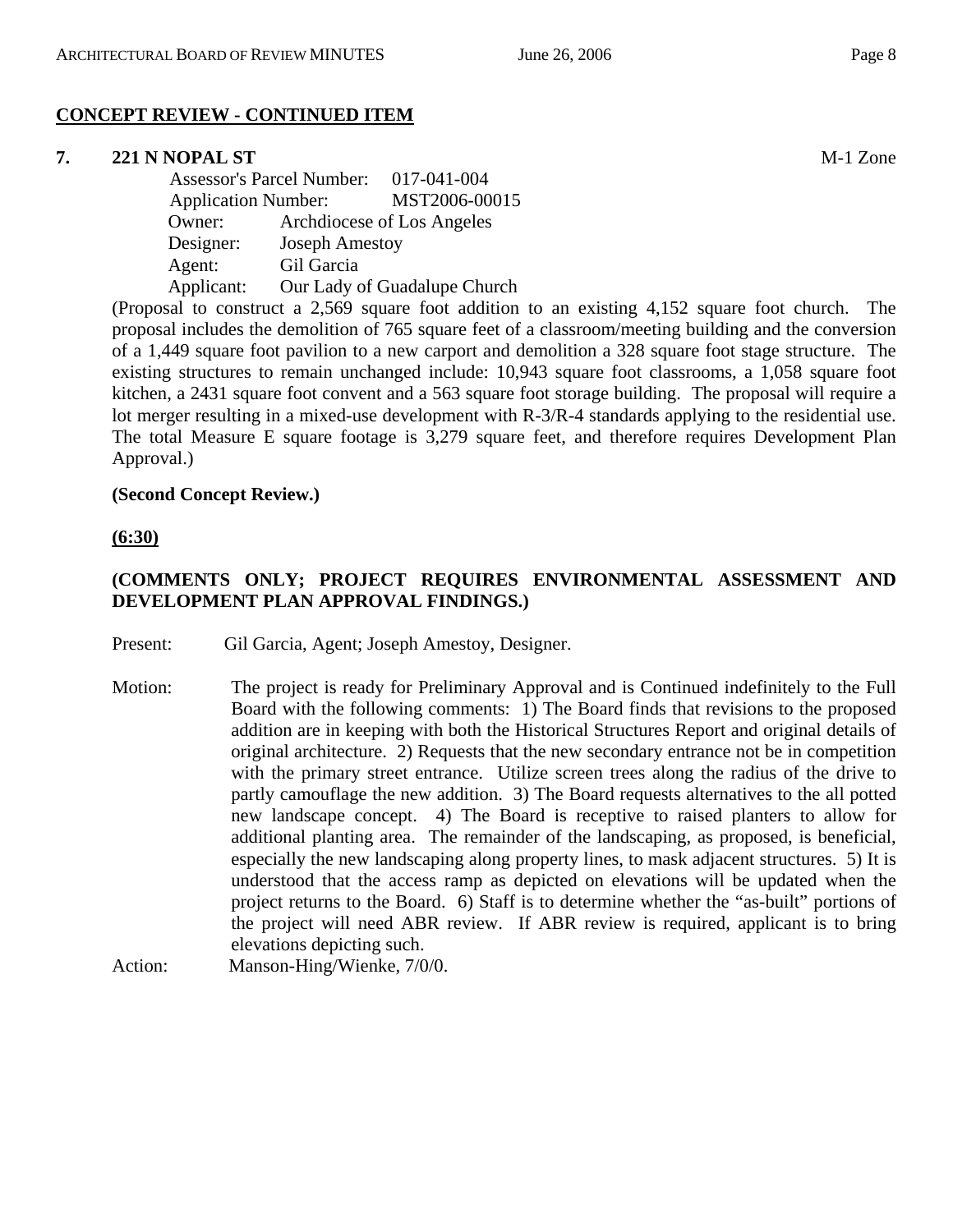**CONCEPT REVIEW - CONTINUED ITEM**

**7. 221 N NOPAL ST** M-1 Zone

Assessor's Parcel Number: 017-041-004
Application Number: MST2006-00015
Owner: Archdiocese of Los Angeles
Designer: Joseph Amestoy
Agent: Gil Garcia
Applicant: Our Lady of Guadalupe Church

(Proposal to construct a 2,569 square foot addition to an existing 4,152 square foot church. The proposal includes the demolition of 765 square feet of a classroom/meeting building and the conversion of a 1,449 square foot pavilion to a new carport and demolition a 328 square foot stage structure. The existing structures to remain unchanged include: 10,943 square foot classrooms, a 1,058 square foot kitchen, a 2431 square foot convent and a 563 square foot storage building. The proposal will require a lot merger resulting in a mixed-use development with R-3/R-4 standards applying to the residential use. The total Measure E square footage is 3,279 square feet, and therefore requires Development Plan Approval.)

**(Second Concept Review.)**

**(6:30)**

**(COMMENTS ONLY; PROJECT REQUIRES ENVIRONMENTAL ASSESSMENT AND DEVELOPMENT PLAN APPROVAL FINDINGS.)**

Present: Gil Garcia, Agent; Joseph Amestoy, Designer.

Motion: The project is ready for Preliminary Approval and is Continued indefinitely to the Full Board with the following comments: 1) The Board finds that revisions to the proposed addition are in keeping with both the Historical Structures Report and original details of original architecture. 2) Requests that the new secondary entrance not be in competition with the primary street entrance. Utilize screen trees along the radius of the drive to partly camouflage the new addition. 3) The Board requests alternatives to the all potted new landscape concept. 4) The Board is receptive to raised planters to allow for additional planting area. The remainder of the landscaping, as proposed, is beneficial, especially the new landscaping along property lines, to mask adjacent structures. 5) It is understood that the access ramp as depicted on elevations will be updated when the project returns to the Board. 6) Staff is to determine whether the "as-built" portions of the project will need ABR review. If ABR review is required, applicant is to bring elevations depicting such.

Action: Manson-Hing/Wienke, 7/0/0.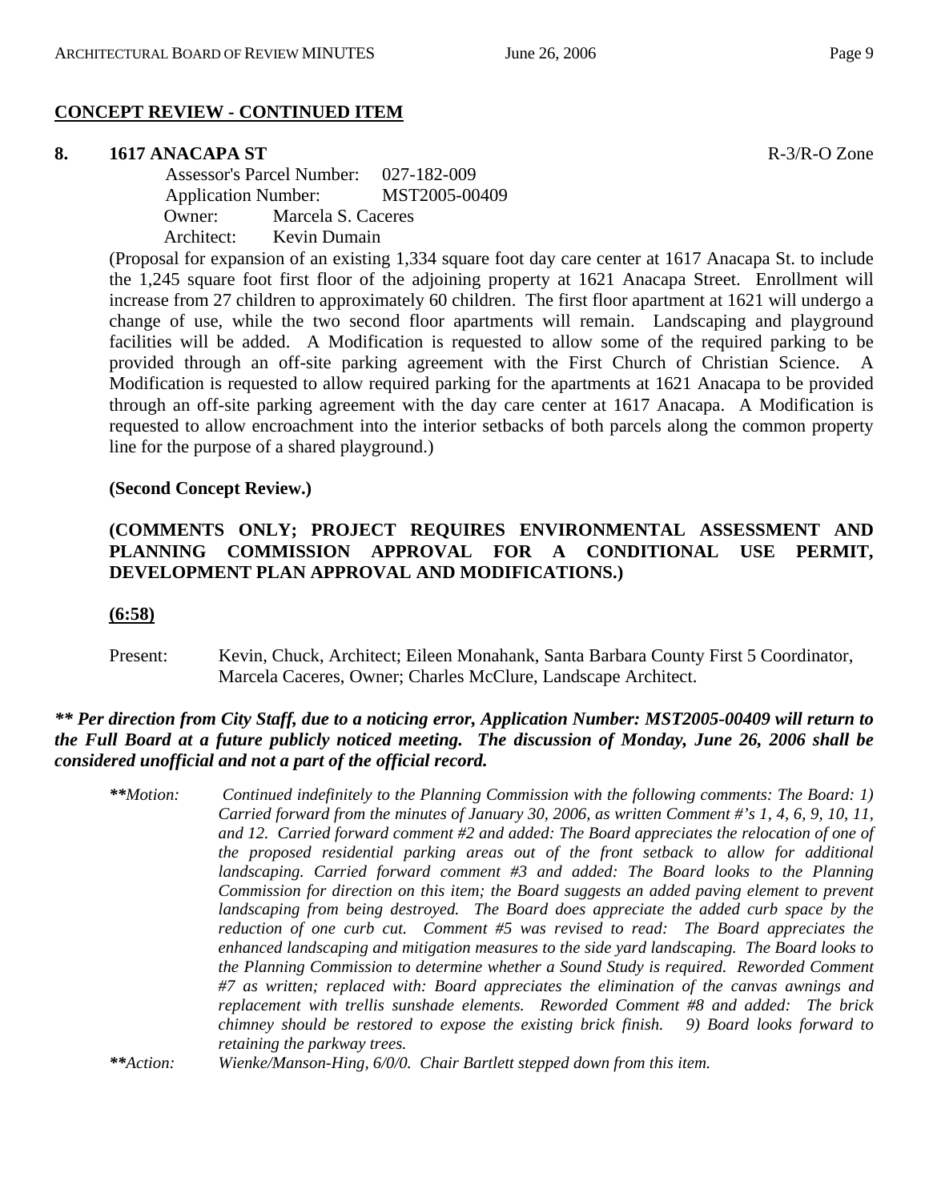## CONCEPT REVIEW - CONTINUED ITEM

**8. 1617 ANACAPA ST** R-3/R-O Zone

Assessor's Parcel Number: 027-182-009
Application Number: MST2005-00409
Owner: Marcela S. Caceres
Architect: Kevin Dumain

(Proposal for expansion of an existing 1,334 square foot day care center at 1617 Anacapa St. to include the 1,245 square foot first floor of the adjoining property at 1621 Anacapa Street. Enrollment will increase from 27 children to approximately 60 children. The first floor apartment at 1621 will undergo a change of use, while the two second floor apartments will remain. Landscaping and playground facilities will be added. A Modification is requested to allow some of the required parking to be provided through an off-site parking agreement with the First Church of Christian Science. A Modification is requested to allow required parking for the apartments at 1621 Anacapa to be provided through an off-site parking agreement with the day care center at 1617 Anacapa. A Modification is requested to allow encroachment into the interior setbacks of both parcels along the common property line for the purpose of a shared playground.)

**(Second Concept Review.)**

**(COMMENTS ONLY; PROJECT REQUIRES ENVIRONMENTAL ASSESSMENT AND PLANNING COMMISSION APPROVAL FOR A CONDITIONAL USE PERMIT, DEVELOPMENT PLAN APPROVAL AND MODIFICATIONS.)**

**(6:58)**

Present: Kevin, Chuck, Architect; Eileen Monahank, Santa Barbara County First 5 Coordinator, Marcela Caceres, Owner; Charles McClure, Landscape Architect.

***\*\* Per direction from City Staff, due to a noticing error, Application Number: MST2005-00409 will return to the Full Board at a future publicly noticed meeting. The discussion of Monday, June 26, 2006 shall be considered unofficial and not a part of the official record.***

*\*\*Motion:* *Continued indefinitely to the Planning Commission with the following comments: The Board: 1) Carried forward from the minutes of January 30, 2006, as written Comment #'s 1, 4, 6, 9, 10, 11, and 12. Carried forward comment #2 and added: The Board appreciates the relocation of one of the proposed residential parking areas out of the front setback to allow for additional landscaping. Carried forward comment #3 and added: The Board looks to the Planning Commission for direction on this item; the Board suggests an added paving element to prevent landscaping from being destroyed. The Board does appreciate the added curb space by the reduction of one curb cut. Comment #5 was revised to read: The Board appreciates the enhanced landscaping and mitigation measures to the side yard landscaping. The Board looks to the Planning Commission to determine whether a Sound Study is required. Reworded Comment #7 as written; replaced with: Board appreciates the elimination of the canvas awnings and replacement with trellis sunshade elements. Reworded Comment #8 and added: The brick chimney should be restored to expose the existing brick finish. 9) Board looks forward to retaining the parkway trees.*

*\*\*Action:* *Wienke/Manson-Hing, 6/0/0. Chair Bartlett stepped down from this item.*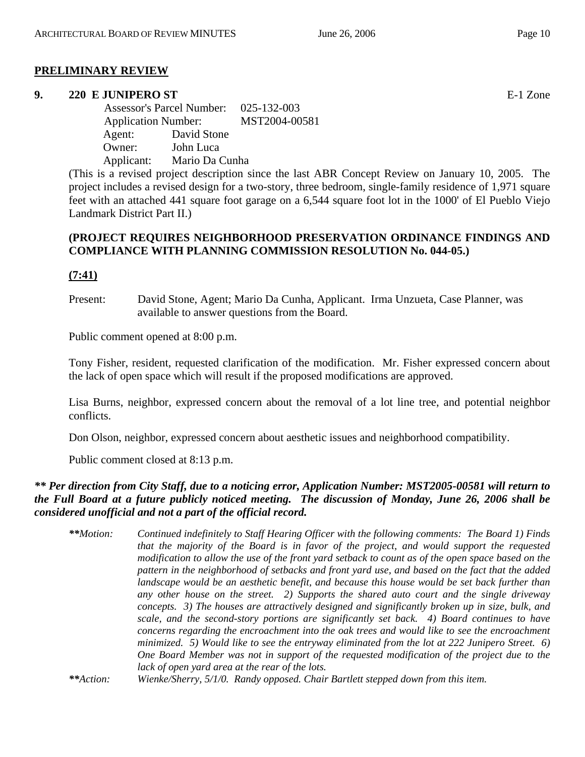## PRELIMINARY REVIEW

**9. 220 E JUNIPERO ST** E-1 Zone

Assessor's Parcel Number: 025-132-003
Application Number: MST2004-00581
Agent: David Stone
Owner: John Luca
Applicant: Mario Da Cunha

(This is a revised project description since the last ABR Concept Review on January 10, 2005. The project includes a revised design for a two-story, three bedroom, single-family residence of 1,971 square feet with an attached 441 square foot garage on a 6,544 square foot lot in the 1000' of El Pueblo Viejo Landmark District Part II.)

**(PROJECT REQUIRES NEIGHBORHOOD PRESERVATION ORDINANCE FINDINGS AND COMPLIANCE WITH PLANNING COMMISSION RESOLUTION No. 044-05.)**

**(7:41)**

Present: David Stone, Agent; Mario Da Cunha, Applicant. Irma Unzueta, Case Planner, was available to answer questions from the Board.

Public comment opened at 8:00 p.m.

Tony Fisher, resident, requested clarification of the modification. Mr. Fisher expressed concern about the lack of open space which will result if the proposed modifications are approved.

Lisa Burns, neighbor, expressed concern about the removal of a lot line tree, and potential neighbor conflicts.

Don Olson, neighbor, expressed concern about aesthetic issues and neighborhood compatibility.

Public comment closed at 8:13 p.m.

***\*\* Per direction from City Staff, due to a noticing error, Application Number: MST2005-00581 will return to the Full Board at a future publicly noticed meeting. The discussion of Monday, June 26, 2006 shall be considered unofficial and not a part of the official record.***

*\*\*Motion: Continued indefinitely to Staff Hearing Officer with the following comments: The Board 1) Finds that the majority of the Board is in favor of the project, and would support the requested modification to allow the use of the front yard setback to count as of the open space based on the pattern in the neighborhood of setbacks and front yard use, and based on the fact that the added landscape would be an aesthetic benefit, and because this house would be set back further than any other house on the street. 2) Supports the shared auto court and the single driveway concepts. 3) The houses are attractively designed and significantly broken up in size, bulk, and scale, and the second-story portions are significantly set back. 4) Board continues to have concerns regarding the encroachment into the oak trees and would like to see the encroachment minimized. 5) Would like to see the entryway eliminated from the lot at 222 Junipero Street. 6) One Board Member was not in support of the requested modification of the project due to the lack of open yard area at the rear of the lots.*

*\*\*Action: Wienke/Sherry, 5/1/0. Randy opposed. Chair Bartlett stepped down from this item.*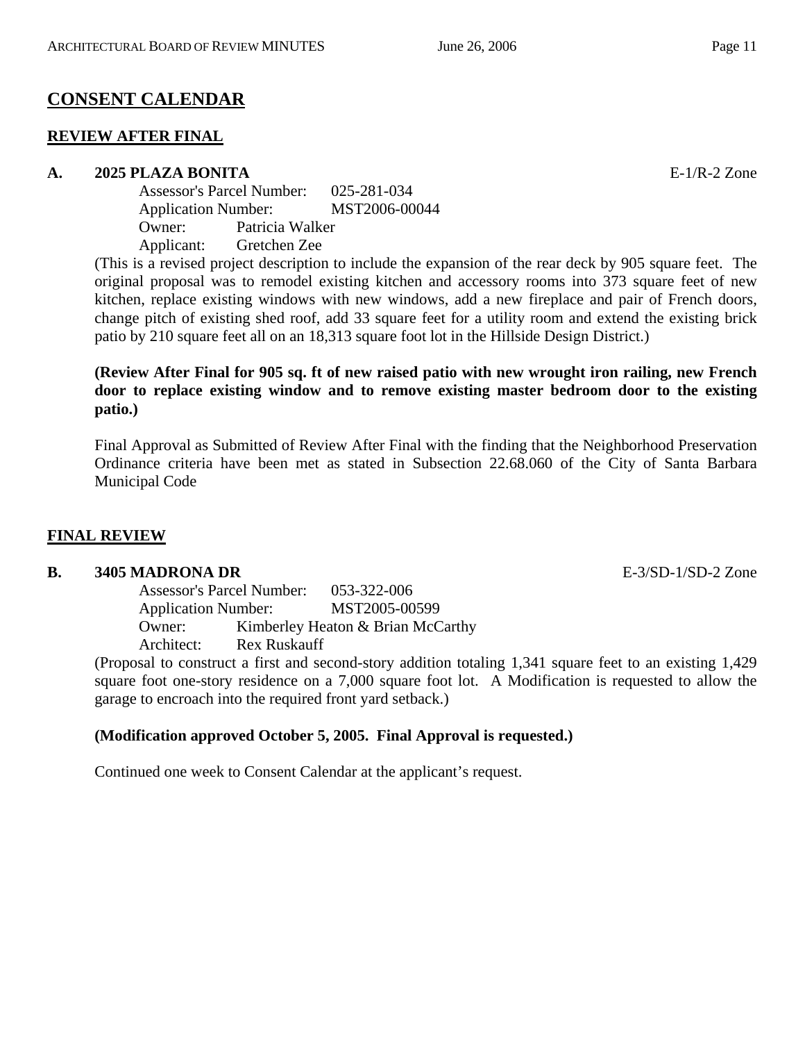## CONSENT CALENDAR

### REVIEW AFTER FINAL

**A. 2025 PLAZA BONITA** E-1/R-2 Zone

Assessor's Parcel Number: 025-281-034
Application Number: MST2006-00044
Owner: Patricia Walker
Applicant: Gretchen Zee

(This is a revised project description to include the expansion of the rear deck by 905 square feet. The original proposal was to remodel existing kitchen and accessory rooms into 373 square feet of new kitchen, replace existing windows with new windows, add a new fireplace and pair of French doors, change pitch of existing shed roof, add 33 square feet for a utility room and extend the existing brick patio by 210 square feet all on an 18,313 square foot lot in the Hillside Design District.)

**(Review After Final for 905 sq. ft of new raised patio with new wrought iron railing, new French door to replace existing window and to remove existing master bedroom door to the existing patio.)**

Final Approval as Submitted of Review After Final with the finding that the Neighborhood Preservation Ordinance criteria have been met as stated in Subsection 22.68.060 of the City of Santa Barbara Municipal Code

### FINAL REVIEW

**B. 3405 MADRONA DR** E-3/SD-1/SD-2 Zone

Assessor's Parcel Number: 053-322-006
Application Number: MST2005-00599
Owner: Kimberley Heaton & Brian McCarthy
Architect: Rex Ruskauff

(Proposal to construct a first and second-story addition totaling 1,341 square feet to an existing 1,429 square foot one-story residence on a 7,000 square foot lot. A Modification is requested to allow the garage to encroach into the required front yard setback.)

**(Modification approved October 5, 2005. Final Approval is requested.)**

Continued one week to Consent Calendar at the applicant's request.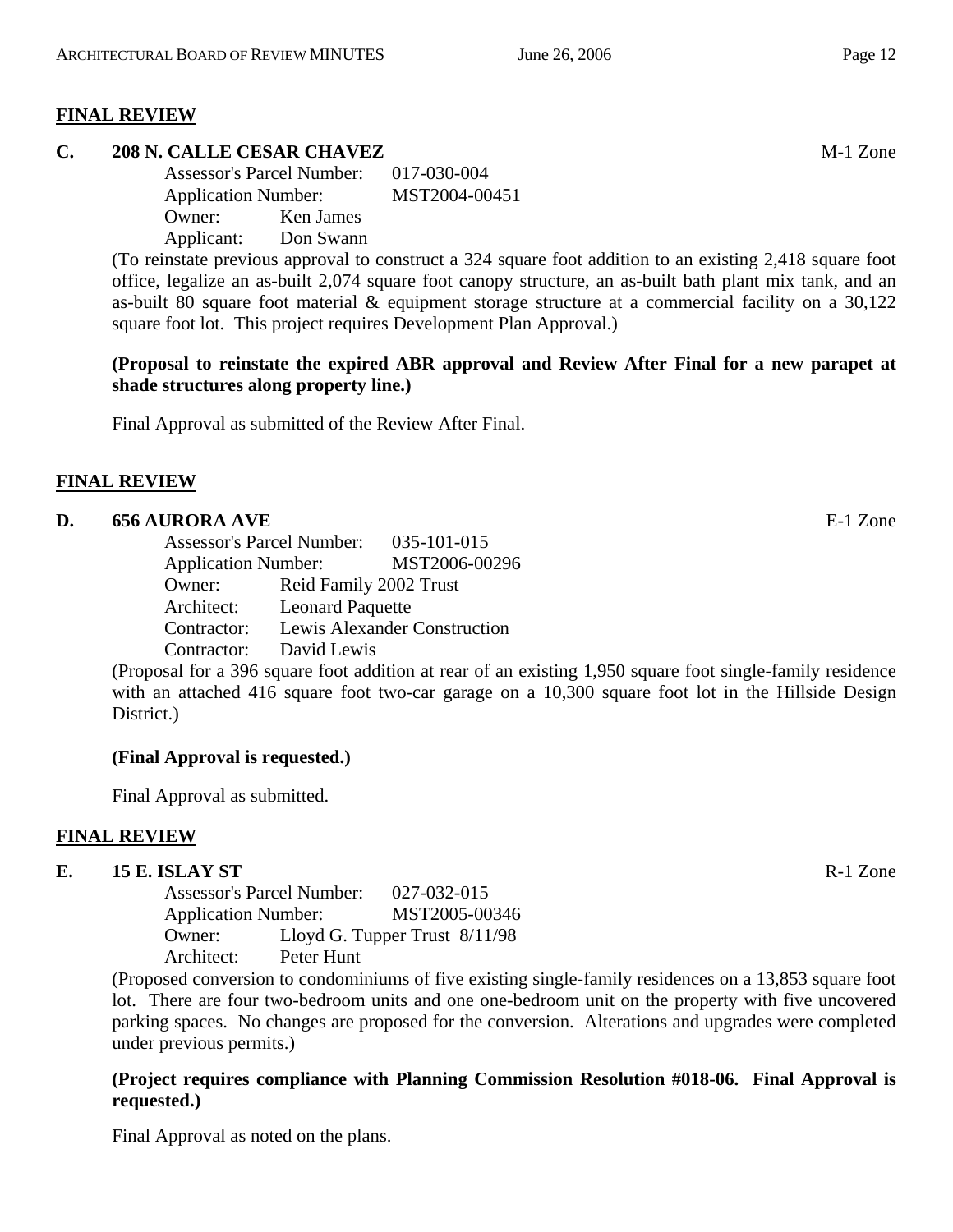## FINAL REVIEW

### C. 208 N. CALLE CESAR CHAVEZ — M-1 Zone

Assessor's Parcel Number: 017-030-004
Application Number: MST2004-00451
Owner: Ken James
Applicant: Don Swann

(To reinstate previous approval to construct a 324 square foot addition to an existing 2,418 square foot office, legalize an as-built 2,074 square foot canopy structure, an as-built bath plant mix tank, and an as-built 80 square foot material & equipment storage structure at a commercial facility on a 30,122 square foot lot. This project requires Development Plan Approval.)

**(Proposal to reinstate the expired ABR approval and Review After Final for a new parapet at shade structures along property line.)**

Final Approval as submitted of the Review After Final.

## FINAL REVIEW

### D. 656 AURORA AVE — E-1 Zone

Assessor's Parcel Number: 035-101-015
Application Number: MST2006-00296
Owner: Reid Family 2002 Trust
Architect: Leonard Paquette
Contractor: Lewis Alexander Construction
Contractor: David Lewis

(Proposal for a 396 square foot addition at rear of an existing 1,950 square foot single-family residence with an attached 416 square foot two-car garage on a 10,300 square foot lot in the Hillside Design District.)

**(Final Approval is requested.)**

Final Approval as submitted.

## FINAL REVIEW

### E. 15 E. ISLAY ST — R-1 Zone

Assessor's Parcel Number: 027-032-015
Application Number: MST2005-00346
Owner: Lloyd G. Tupper Trust 8/11/98
Architect: Peter Hunt

(Proposed conversion to condominiums of five existing single-family residences on a 13,853 square foot lot. There are four two-bedroom units and one one-bedroom unit on the property with five uncovered parking spaces. No changes are proposed for the conversion. Alterations and upgrades were completed under previous permits.)

**(Project requires compliance with Planning Commission Resolution #018-06. Final Approval is requested.)**

Final Approval as noted on the plans.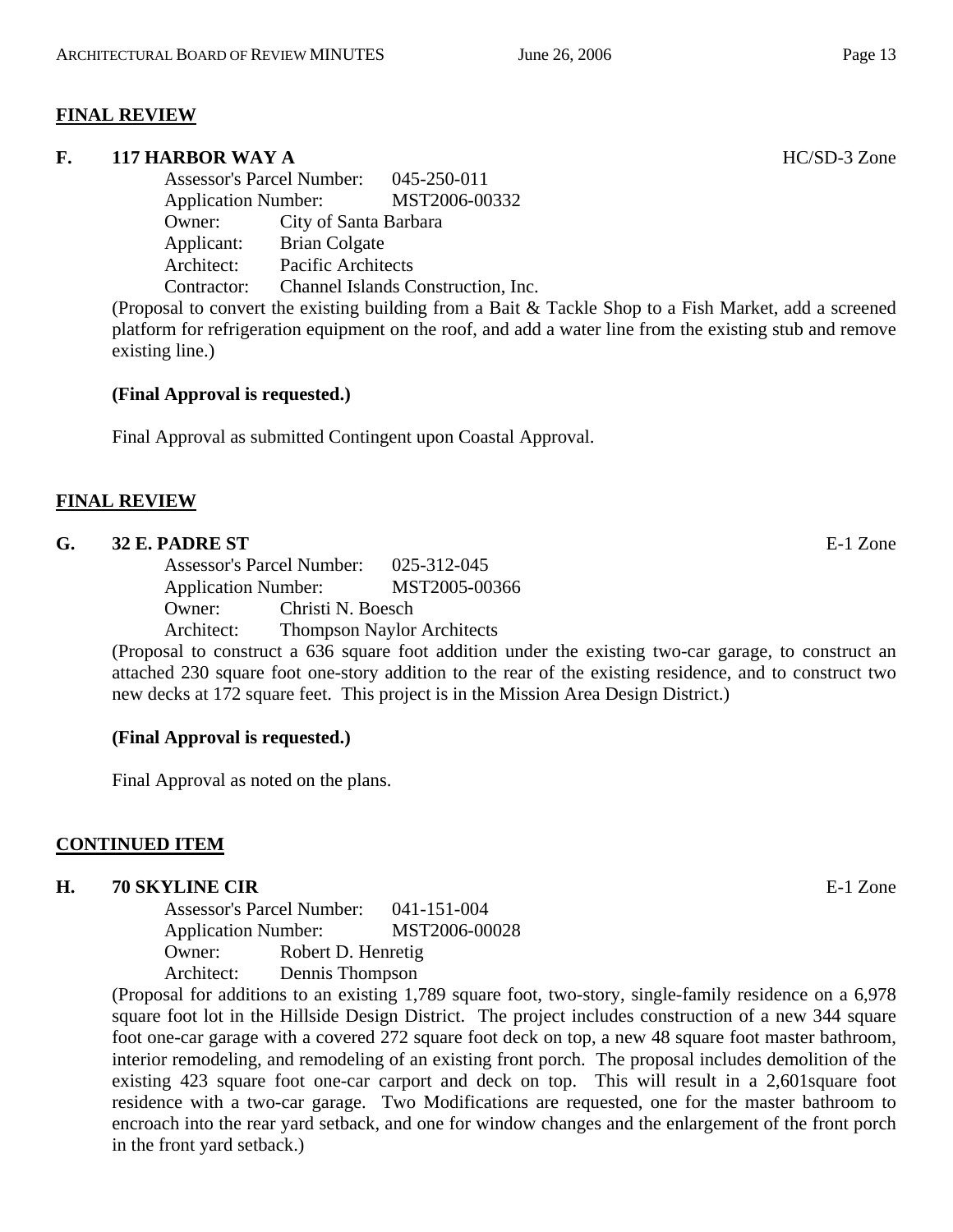## FINAL REVIEW

### F. 117 HARBOR WAY A — HC/SD-3 Zone

Assessor's Parcel Number: 045-250-011
Application Number: MST2006-00332
Owner: City of Santa Barbara
Applicant: Brian Colgate
Architect: Pacific Architects
Contractor: Channel Islands Construction, Inc.

(Proposal to convert the existing building from a Bait & Tackle Shop to a Fish Market, add a screened platform for refrigeration equipment on the roof, and add a water line from the existing stub and remove existing line.)

**(Final Approval is requested.)**

Final Approval as submitted Contingent upon Coastal Approval.

## FINAL REVIEW

### G. 32 E. PADRE ST — E-1 Zone

Assessor's Parcel Number: 025-312-045
Application Number: MST2005-00366
Owner: Christi N. Boesch
Architect: Thompson Naylor Architects

(Proposal to construct a 636 square foot addition under the existing two-car garage, to construct an attached 230 square foot one-story addition to the rear of the existing residence, and to construct two new decks at 172 square feet. This project is in the Mission Area Design District.)

**(Final Approval is requested.)**

Final Approval as noted on the plans.

## CONTINUED ITEM

### H. 70 SKYLINE CIR — E-1 Zone

Assessor's Parcel Number: 041-151-004
Application Number: MST2006-00028
Owner: Robert D. Henretig
Architect: Dennis Thompson

(Proposal for additions to an existing 1,789 square foot, two-story, single-family residence on a 6,978 square foot lot in the Hillside Design District. The project includes construction of a new 344 square foot one-car garage with a covered 272 square foot deck on top, a new 48 square foot master bathroom, interior remodeling, and remodeling of an existing front porch. The proposal includes demolition of the existing 423 square foot one-car carport and deck on top. This will result in a 2,601square foot residence with a two-car garage. Two Modifications are requested, one for the master bathroom to encroach into the rear yard setback, and one for window changes and the enlargement of the front porch in the front yard setback.)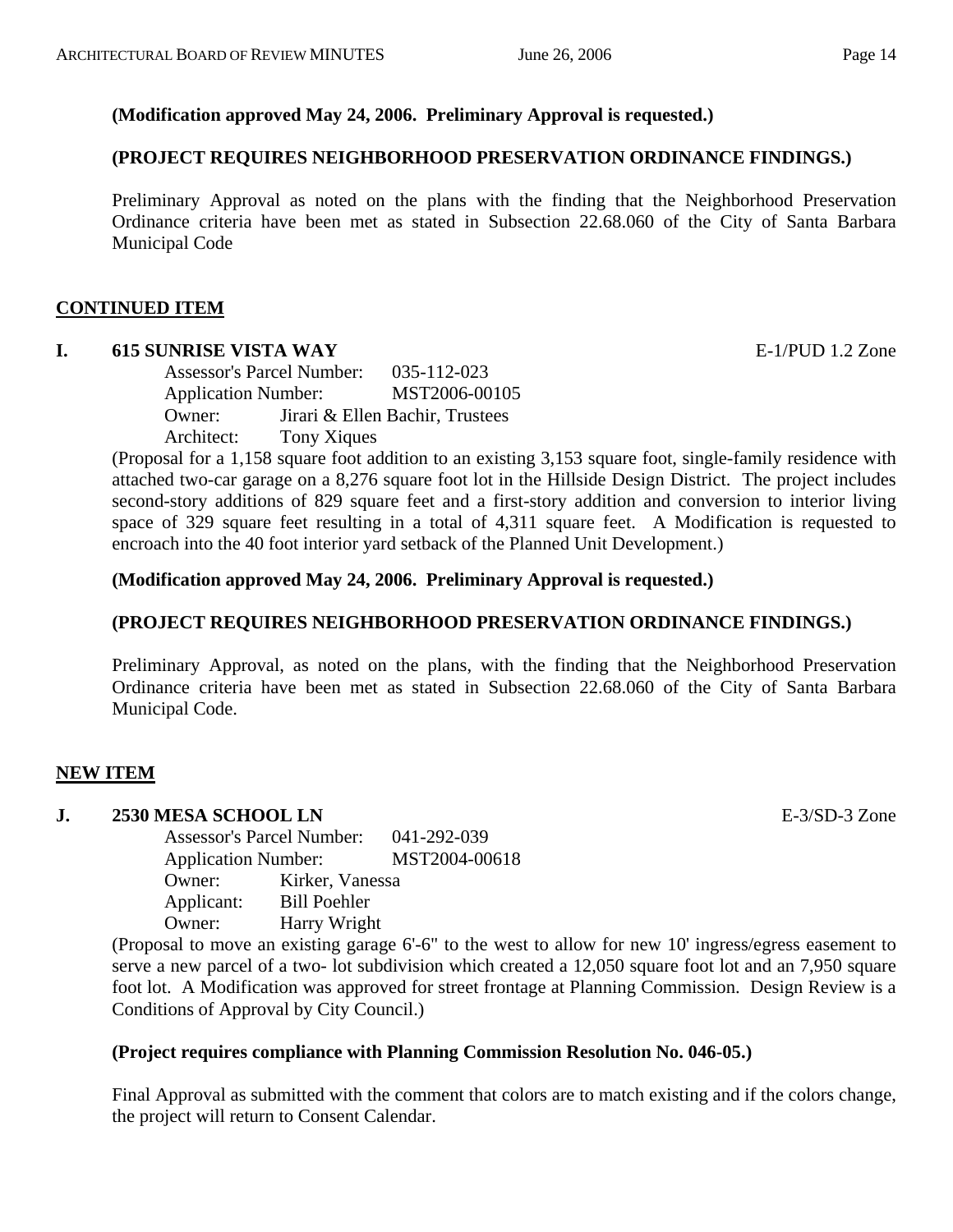**(Modification approved May 24, 2006. Preliminary Approval is requested.)**

**(PROJECT REQUIRES NEIGHBORHOOD PRESERVATION ORDINANCE FINDINGS.)**

Preliminary Approval as noted on the plans with the finding that the Neighborhood Preservation Ordinance criteria have been met as stated in Subsection 22.68.060 of the City of Santa Barbara Municipal Code

## CONTINUED ITEM

**I. 615 SUNRISE VISTA WAY** E-1/PUD 1.2 Zone

Assessor's Parcel Number: 035-112-023
Application Number: MST2006-00105
Owner: Jirari & Ellen Bachir, Trustees
Architect: Tony Xiques

(Proposal for a 1,158 square foot addition to an existing 3,153 square foot, single-family residence with attached two-car garage on a 8,276 square foot lot in the Hillside Design District. The project includes second-story additions of 829 square feet and a first-story addition and conversion to interior living space of 329 square feet resulting in a total of 4,311 square feet. A Modification is requested to encroach into the 40 foot interior yard setback of the Planned Unit Development.)

**(Modification approved May 24, 2006. Preliminary Approval is requested.)**

**(PROJECT REQUIRES NEIGHBORHOOD PRESERVATION ORDINANCE FINDINGS.)**

Preliminary Approval, as noted on the plans, with the finding that the Neighborhood Preservation Ordinance criteria have been met as stated in Subsection 22.68.060 of the City of Santa Barbara Municipal Code.

## NEW ITEM

**J. 2530 MESA SCHOOL LN** E-3/SD-3 Zone

Assessor's Parcel Number: 041-292-039
Application Number: MST2004-00618
Owner: Kirker, Vanessa
Applicant: Bill Poehler
Owner: Harry Wright

(Proposal to move an existing garage 6'-6" to the west to allow for new 10' ingress/egress easement to serve a new parcel of a two- lot subdivision which created a 12,050 square foot lot and an 7,950 square foot lot. A Modification was approved for street frontage at Planning Commission. Design Review is a Conditions of Approval by City Council.)

**(Project requires compliance with Planning Commission Resolution No. 046-05.)**

Final Approval as submitted with the comment that colors are to match existing and if the colors change, the project will return to Consent Calendar.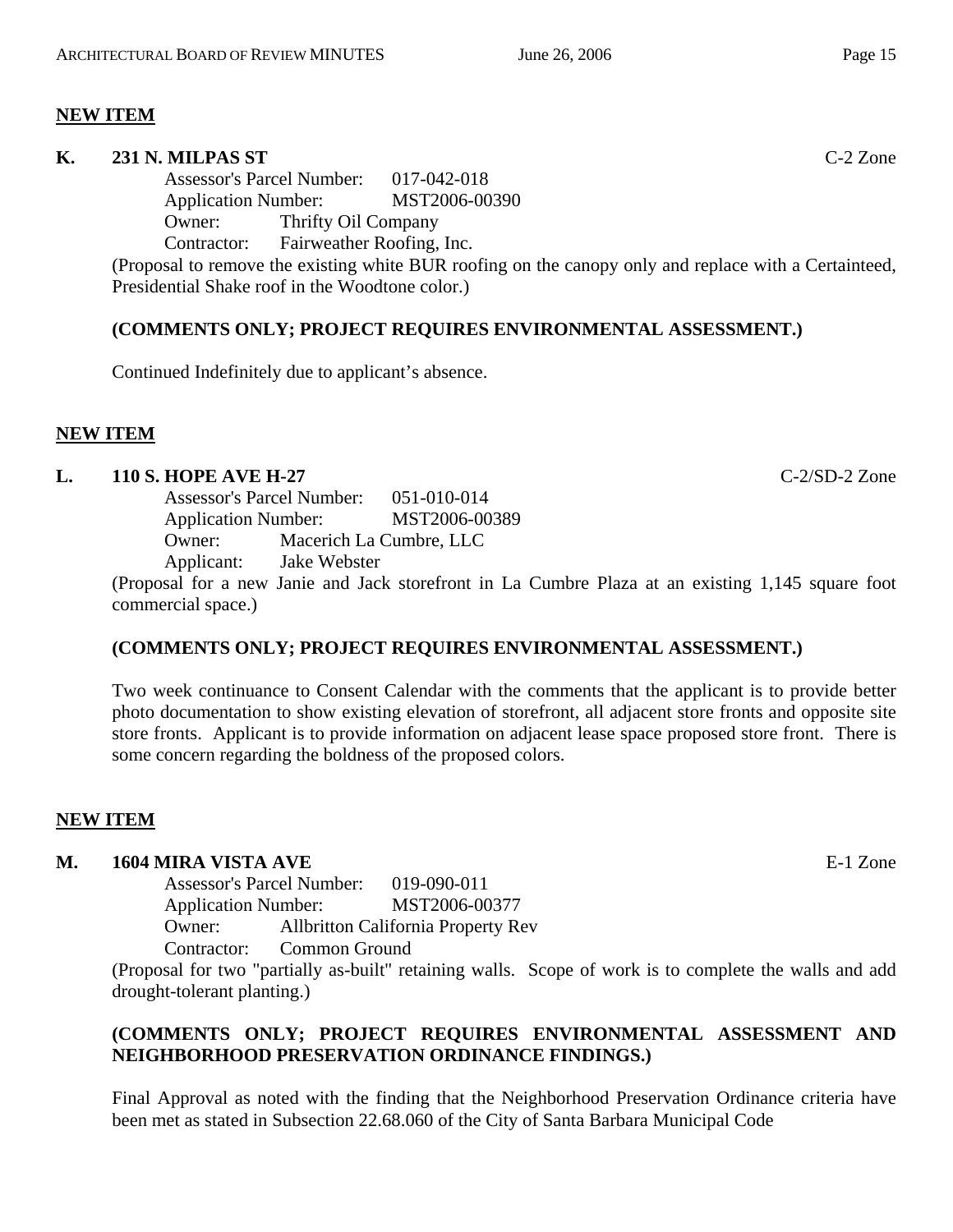**NEW ITEM**

**K. 231 N. MILPAS ST** C-2 Zone

Assessor's Parcel Number: 017-042-018
Application Number: MST2006-00390
Owner: Thrifty Oil Company
Contractor: Fairweather Roofing, Inc.

(Proposal to remove the existing white BUR roofing on the canopy only and replace with a Certainteed, Presidential Shake roof in the Woodtone color.)

**(COMMENTS ONLY; PROJECT REQUIRES ENVIRONMENTAL ASSESSMENT.)**

Continued Indefinitely due to applicant's absence.

**NEW ITEM**

**L. 110 S. HOPE AVE H-27** C-2/SD-2 Zone

Assessor's Parcel Number: 051-010-014
Application Number: MST2006-00389
Owner: Macerich La Cumbre, LLC
Applicant: Jake Webster

(Proposal for a new Janie and Jack storefront in La Cumbre Plaza at an existing 1,145 square foot commercial space.)

**(COMMENTS ONLY; PROJECT REQUIRES ENVIRONMENTAL ASSESSMENT.)**

Two week continuance to Consent Calendar with the comments that the applicant is to provide better photo documentation to show existing elevation of storefront, all adjacent store fronts and opposite site store fronts. Applicant is to provide information on adjacent lease space proposed store front. There is some concern regarding the boldness of the proposed colors.

**NEW ITEM**

**M. 1604 MIRA VISTA AVE** E-1 Zone

Assessor's Parcel Number: 019-090-011
Application Number: MST2006-00377
Owner: Allbritton California Property Rev
Contractor: Common Ground

(Proposal for two "partially as-built" retaining walls. Scope of work is to complete the walls and add drought-tolerant planting.)

**(COMMENTS ONLY; PROJECT REQUIRES ENVIRONMENTAL ASSESSMENT AND NEIGHBORHOOD PRESERVATION ORDINANCE FINDINGS.)**

Final Approval as noted with the finding that the Neighborhood Preservation Ordinance criteria have been met as stated in Subsection 22.68.060 of the City of Santa Barbara Municipal Code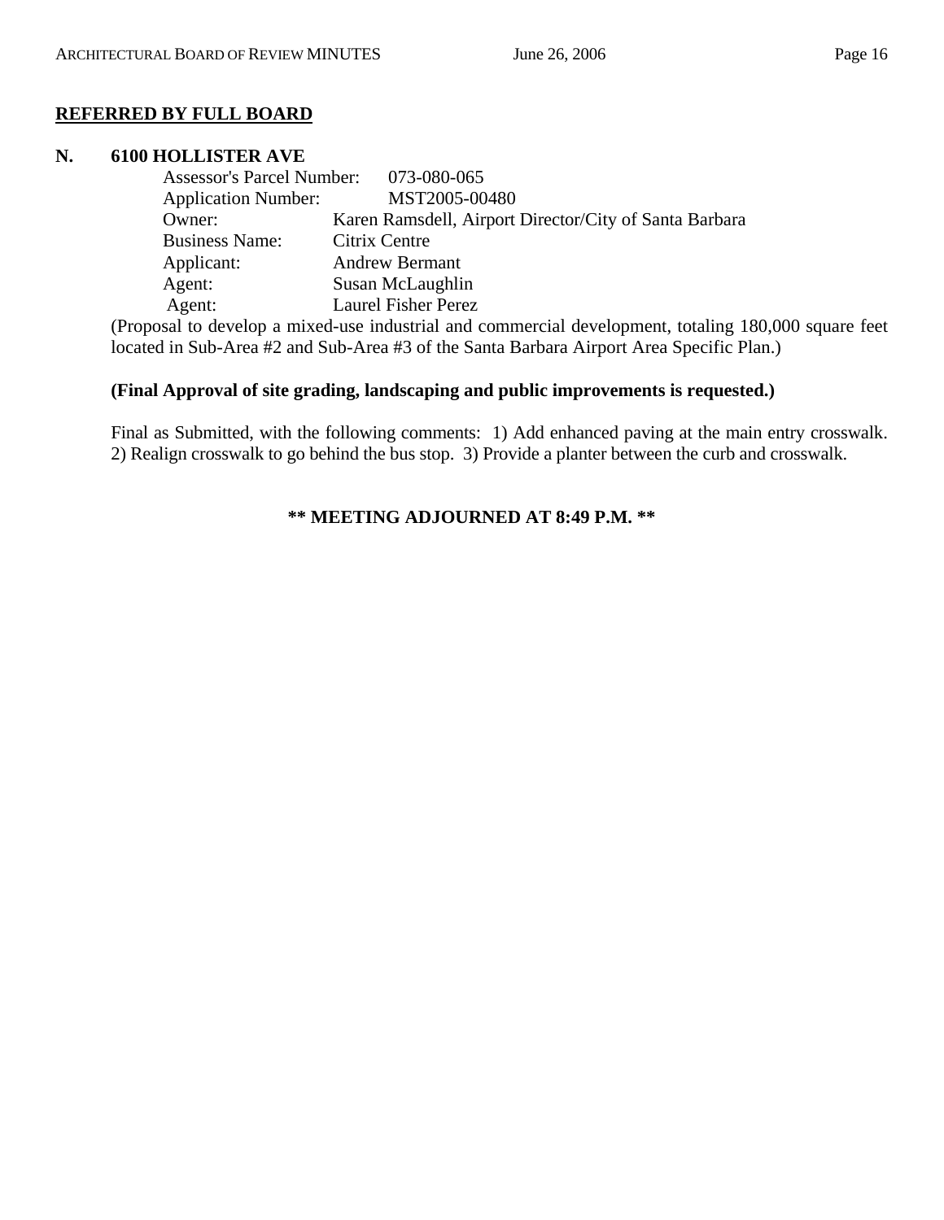**REFERRED BY FULL BOARD**

**N. 6100 HOLLISTER AVE**

Assessor's Parcel Number: 073-080-065
Application Number: MST2005-00480
Owner: Karen Ramsdell, Airport Director/City of Santa Barbara
Business Name: Citrix Centre
Applicant: Andrew Bermant
Agent: Susan McLaughlin
Agent: Laurel Fisher Perez

(Proposal to develop a mixed-use industrial and commercial development, totaling 180,000 square feet located in Sub-Area #2 and Sub-Area #3 of the Santa Barbara Airport Area Specific Plan.)

**(Final Approval of site grading, landscaping and public improvements is requested.)**

Final as Submitted, with the following comments: 1) Add enhanced paving at the main entry crosswalk. 2) Realign crosswalk to go behind the bus stop. 3) Provide a planter between the curb and crosswalk.

**\*\* MEETING ADJOURNED AT 8:49 P.M. \*\***